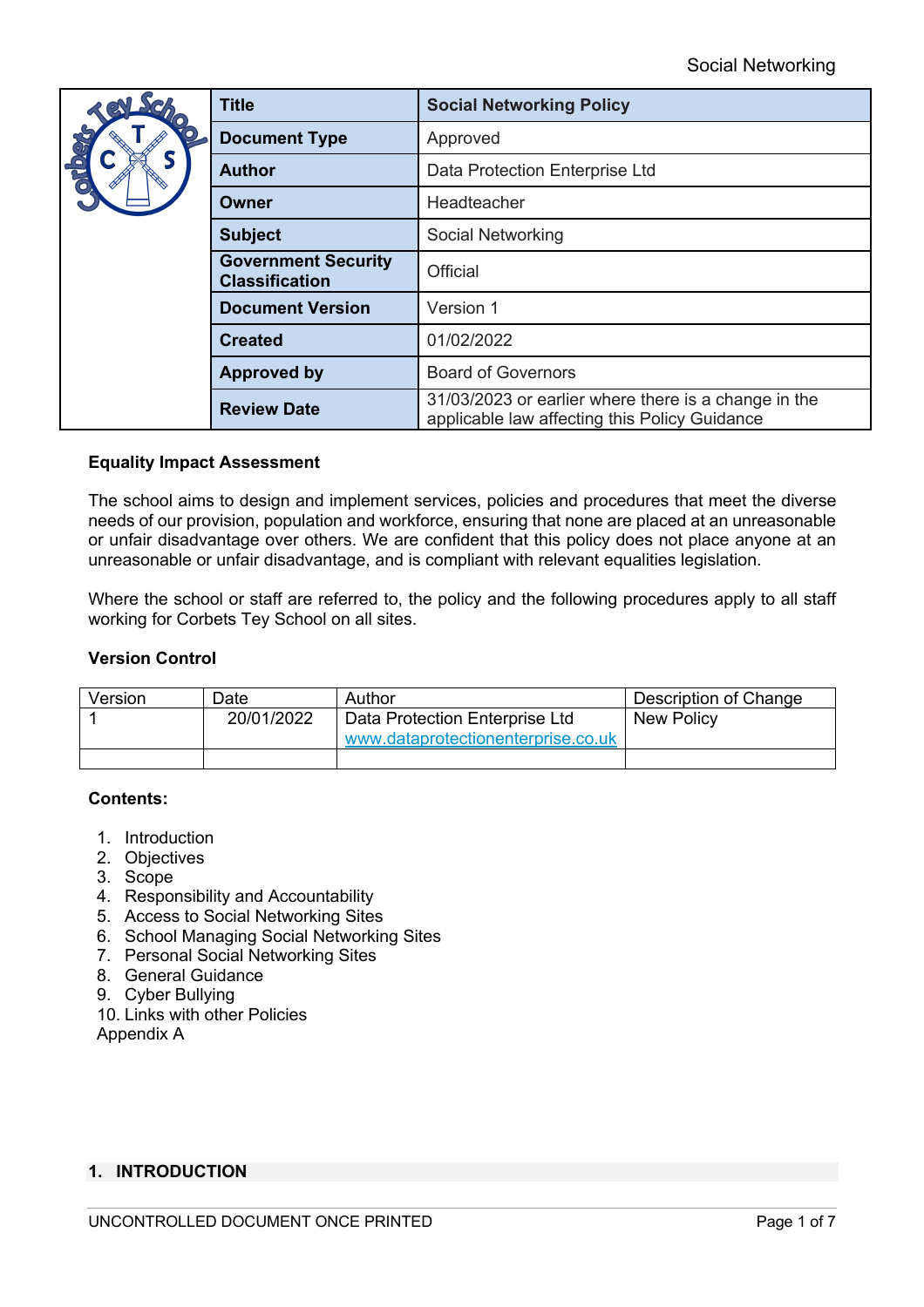| Title | Social Networking Policy |
|---|---|
| Document Type | Approved |
| Author | Data Protection Enterprise Ltd |
| Owner | Headteacher |
| Subject | Social Networking |
| Government Security Classification | Official |
| Document Version | Version 1 |
| Created | 01/02/2022 |
| Approved by | Board of Governors |
| Review Date | 31/03/2023 or earlier where there is a change in the applicable law affecting this Policy Guidance |

**Equality Impact Assessment**

The school aims to design and implement services, policies and procedures that meet the diverse needs of our provision, population and workforce, ensuring that none are placed at an unreasonable or unfair disadvantage over others. We are confident that this policy does not place anyone at an unreasonable or unfair disadvantage, and is compliant with relevant equalities legislation.

Where the school or staff are referred to, the policy and the following procedures apply to all staff working for Corbets Tey School on all sites.

**Version Control**

| Version | Date | Author | Description of Change |
|---|---|---|---|
| 1 | 20/01/2022 | Data Protection Enterprise Ltd www.dataprotectionenterprise.co.uk | New Policy |
| | | | |

**Contents:**

1. Introduction
2. Objectives
3. Scope
4. Responsibility and Accountability
5. Access to Social Networking Sites
6. School Managing Social Networking Sites
7. Personal Social Networking Sites
8. General Guidance
9. Cyber Bullying
10. Links with other Policies

Appendix A

## 1. INTRODUCTION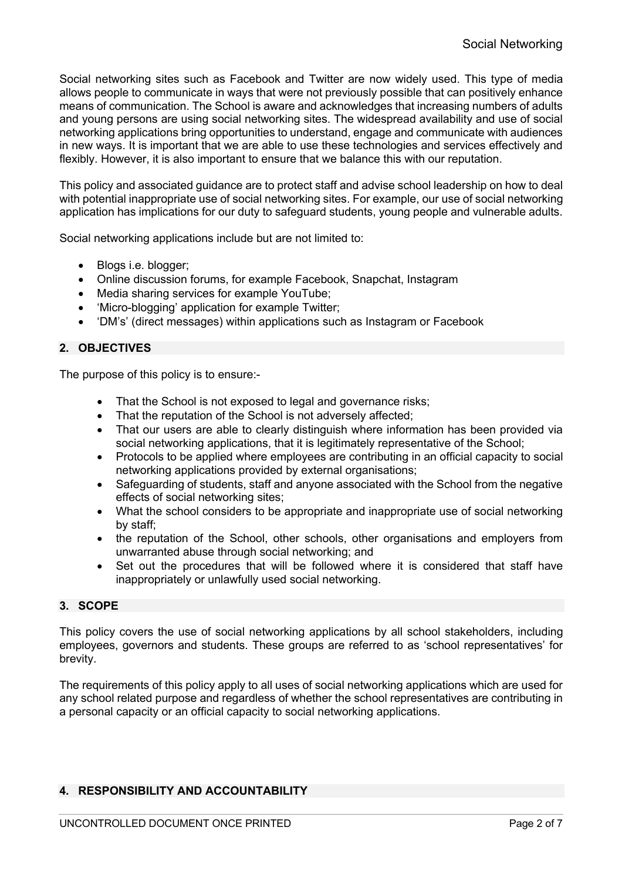Social networking sites such as Facebook and Twitter are now widely used. This type of media allows people to communicate in ways that were not previously possible that can positively enhance means of communication. The School is aware and acknowledges that increasing numbers of adults and young persons are using social networking sites. The widespread availability and use of social networking applications bring opportunities to understand, engage and communicate with audiences in new ways. It is important that we are able to use these technologies and services effectively and flexibly. However, it is also important to ensure that we balance this with our reputation.

This policy and associated guidance are to protect staff and advise school leadership on how to deal with potential inappropriate use of social networking sites. For example, our use of social networking application has implications for our duty to safeguard students, young people and vulnerable adults.

Social networking applications include but are not limited to:

- Blogs i.e. blogger;
- Online discussion forums, for example Facebook, Snapchat, Instagram
- Media sharing services for example YouTube;
- 'Micro-blogging' application for example Twitter;
- 'DM's' (direct messages) within applications such as Instagram or Facebook

## 2. OBJECTIVES

The purpose of this policy is to ensure:-

- That the School is not exposed to legal and governance risks;
- That the reputation of the School is not adversely affected;
- That our users are able to clearly distinguish where information has been provided via social networking applications, that it is legitimately representative of the School;
- Protocols to be applied where employees are contributing in an official capacity to social networking applications provided by external organisations;
- Safeguarding of students, staff and anyone associated with the School from the negative effects of social networking sites;
- What the school considers to be appropriate and inappropriate use of social networking by staff;
- the reputation of the School, other schools, other organisations and employers from unwarranted abuse through social networking; and
- Set out the procedures that will be followed where it is considered that staff have inappropriately or unlawfully used social networking.

## 3. SCOPE

This policy covers the use of social networking applications by all school stakeholders, including employees, governors and students. These groups are referred to as 'school representatives' for brevity.

The requirements of this policy apply to all uses of social networking applications which are used for any school related purpose and regardless of whether the school representatives are contributing in a personal capacity or an official capacity to social networking applications.

## 4. RESPONSIBILITY AND ACCOUNTABILITY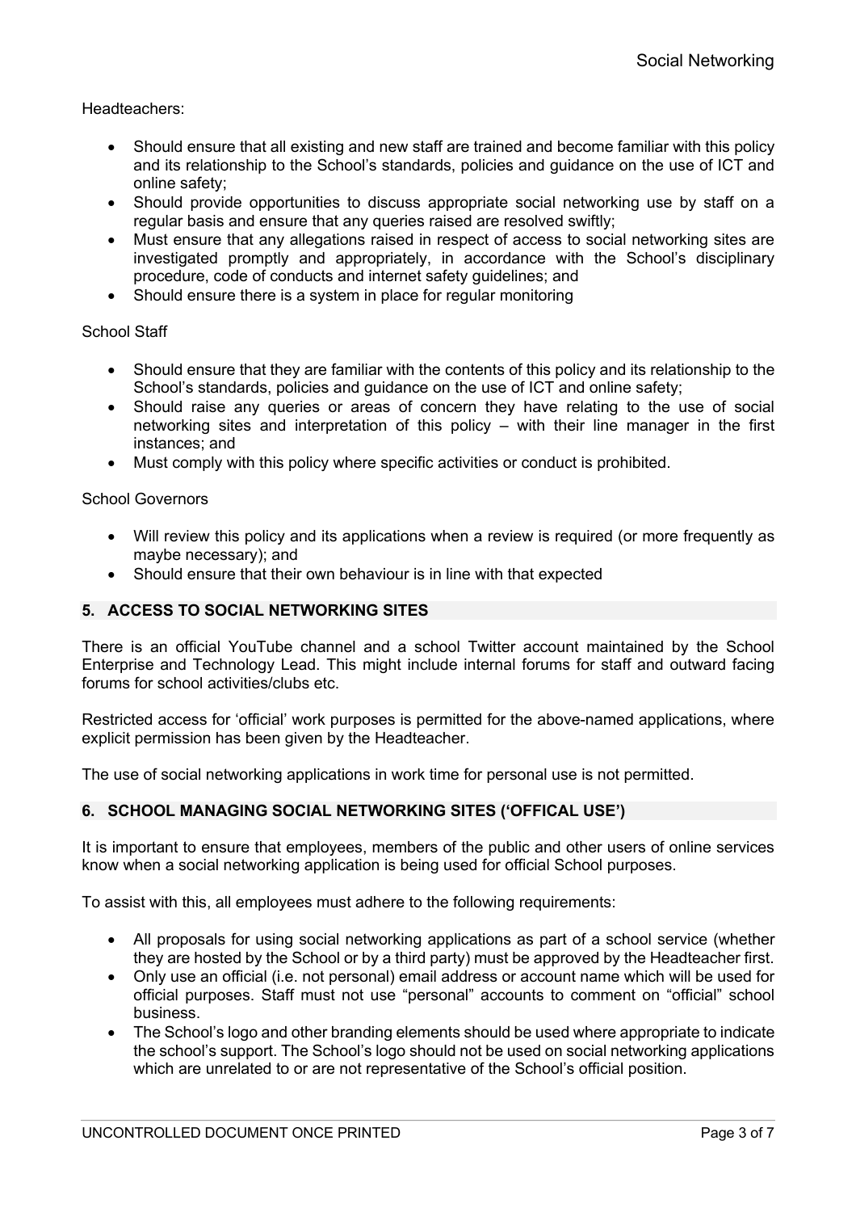Headteachers:

- Should ensure that all existing and new staff are trained and become familiar with this policy and its relationship to the School's standards, policies and guidance on the use of ICT and online safety;
- Should provide opportunities to discuss appropriate social networking use by staff on a regular basis and ensure that any queries raised are resolved swiftly;
- Must ensure that any allegations raised in respect of access to social networking sites are investigated promptly and appropriately, in accordance with the School's disciplinary procedure, code of conducts and internet safety guidelines; and
- Should ensure there is a system in place for regular monitoring

School Staff

- Should ensure that they are familiar with the contents of this policy and its relationship to the School's standards, policies and guidance on the use of ICT and online safety;
- Should raise any queries or areas of concern they have relating to the use of social networking sites and interpretation of this policy – with their line manager in the first instances; and
- Must comply with this policy where specific activities or conduct is prohibited.

School Governors

- Will review this policy and its applications when a review is required (or more frequently as maybe necessary); and
- Should ensure that their own behaviour is in line with that expected

## 5. ACCESS TO SOCIAL NETWORKING SITES

There is an official YouTube channel and a school Twitter account maintained by the School Enterprise and Technology Lead. This might include internal forums for staff and outward facing forums for school activities/clubs etc.

Restricted access for 'official' work purposes is permitted for the above-named applications, where explicit permission has been given by the Headteacher.

The use of social networking applications in work time for personal use is not permitted.

## 6. SCHOOL MANAGING SOCIAL NETWORKING SITES ('OFFICAL USE')

It is important to ensure that employees, members of the public and other users of online services know when a social networking application is being used for official School purposes.

To assist with this, all employees must adhere to the following requirements:

- All proposals for using social networking applications as part of a school service (whether they are hosted by the School or by a third party) must be approved by the Headteacher first.
- Only use an official (i.e. not personal) email address or account name which will be used for official purposes. Staff must not use "personal" accounts to comment on "official" school business.
- The School's logo and other branding elements should be used where appropriate to indicate the school's support. The School's logo should not be used on social networking applications which are unrelated to or are not representative of the School's official position.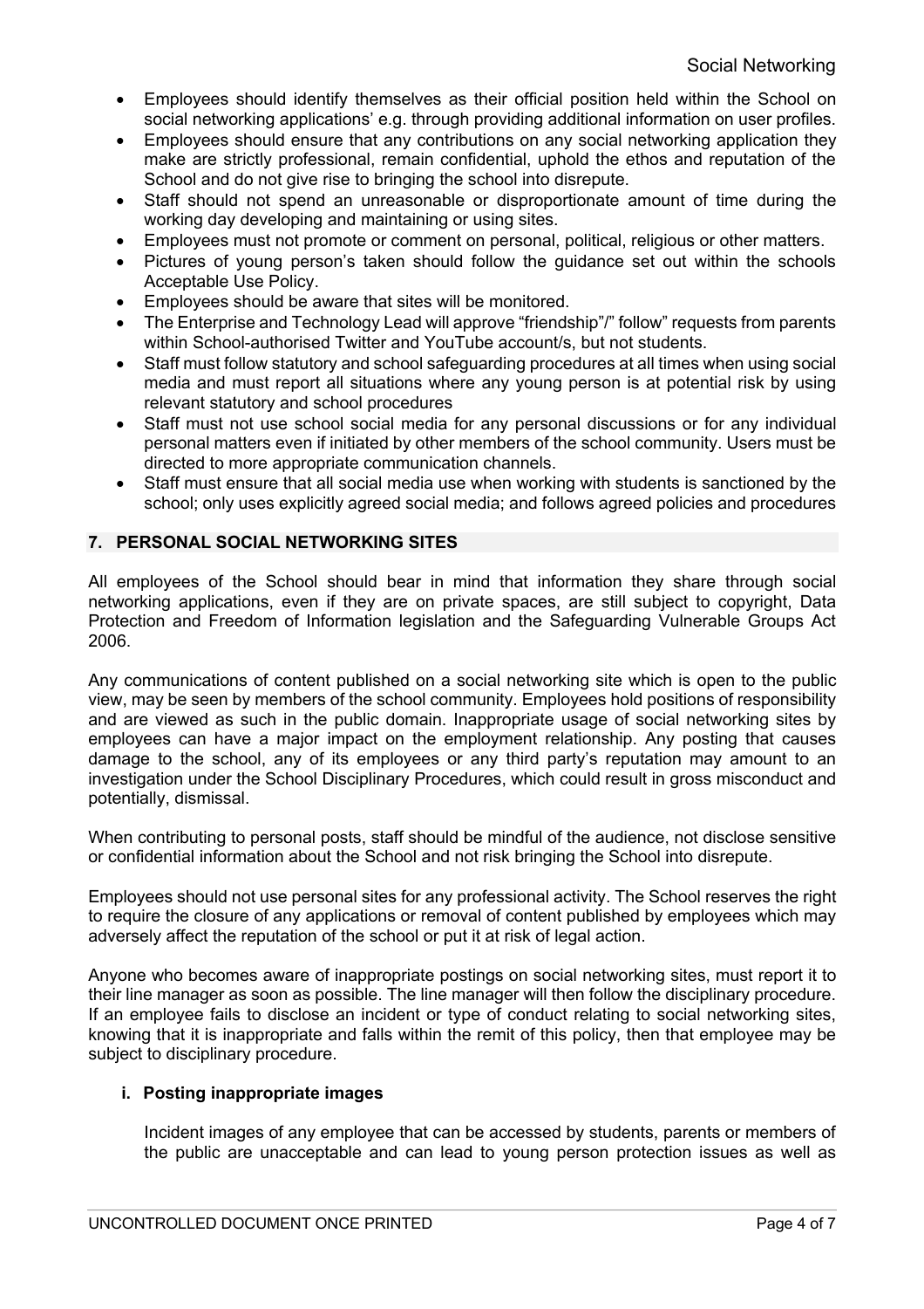- Employees should identify themselves as their official position held within the School on social networking applications' e.g. through providing additional information on user profiles.
- Employees should ensure that any contributions on any social networking application they make are strictly professional, remain confidential, uphold the ethos and reputation of the School and do not give rise to bringing the school into disrepute.
- Staff should not spend an unreasonable or disproportionate amount of time during the working day developing and maintaining or using sites.
- Employees must not promote or comment on personal, political, religious or other matters.
- Pictures of young person's taken should follow the guidance set out within the schools Acceptable Use Policy.
- Employees should be aware that sites will be monitored.
- The Enterprise and Technology Lead will approve "friendship"/" follow" requests from parents within School-authorised Twitter and YouTube account/s, but not students.
- Staff must follow statutory and school safeguarding procedures at all times when using social media and must report all situations where any young person is at potential risk by using relevant statutory and school procedures
- Staff must not use school social media for any personal discussions or for any individual personal matters even if initiated by other members of the school community. Users must be directed to more appropriate communication channels.
- Staff must ensure that all social media use when working with students is sanctioned by the school; only uses explicitly agreed social media; and follows agreed policies and procedures

## 7. PERSONAL SOCIAL NETWORKING SITES

All employees of the School should bear in mind that information they share through social networking applications, even if they are on private spaces, are still subject to copyright, Data Protection and Freedom of Information legislation and the Safeguarding Vulnerable Groups Act 2006.

Any communications of content published on a social networking site which is open to the public view, may be seen by members of the school community. Employees hold positions of responsibility and are viewed as such in the public domain. Inappropriate usage of social networking sites by employees can have a major impact on the employment relationship. Any posting that causes damage to the school, any of its employees or any third party's reputation may amount to an investigation under the School Disciplinary Procedures, which could result in gross misconduct and potentially, dismissal.

When contributing to personal posts, staff should be mindful of the audience, not disclose sensitive or confidential information about the School and not risk bringing the School into disrepute.

Employees should not use personal sites for any professional activity. The School reserves the right to require the closure of any applications or removal of content published by employees which may adversely affect the reputation of the school or put it at risk of legal action.

Anyone who becomes aware of inappropriate postings on social networking sites, must report it to their line manager as soon as possible. The line manager will then follow the disciplinary procedure. If an employee fails to disclose an incident or type of conduct relating to social networking sites, knowing that it is inappropriate and falls within the remit of this policy, then that employee may be subject to disciplinary procedure.

### i. Posting inappropriate images

Incident images of any employee that can be accessed by students, parents or members of the public are unacceptable and can lead to young person protection issues as well as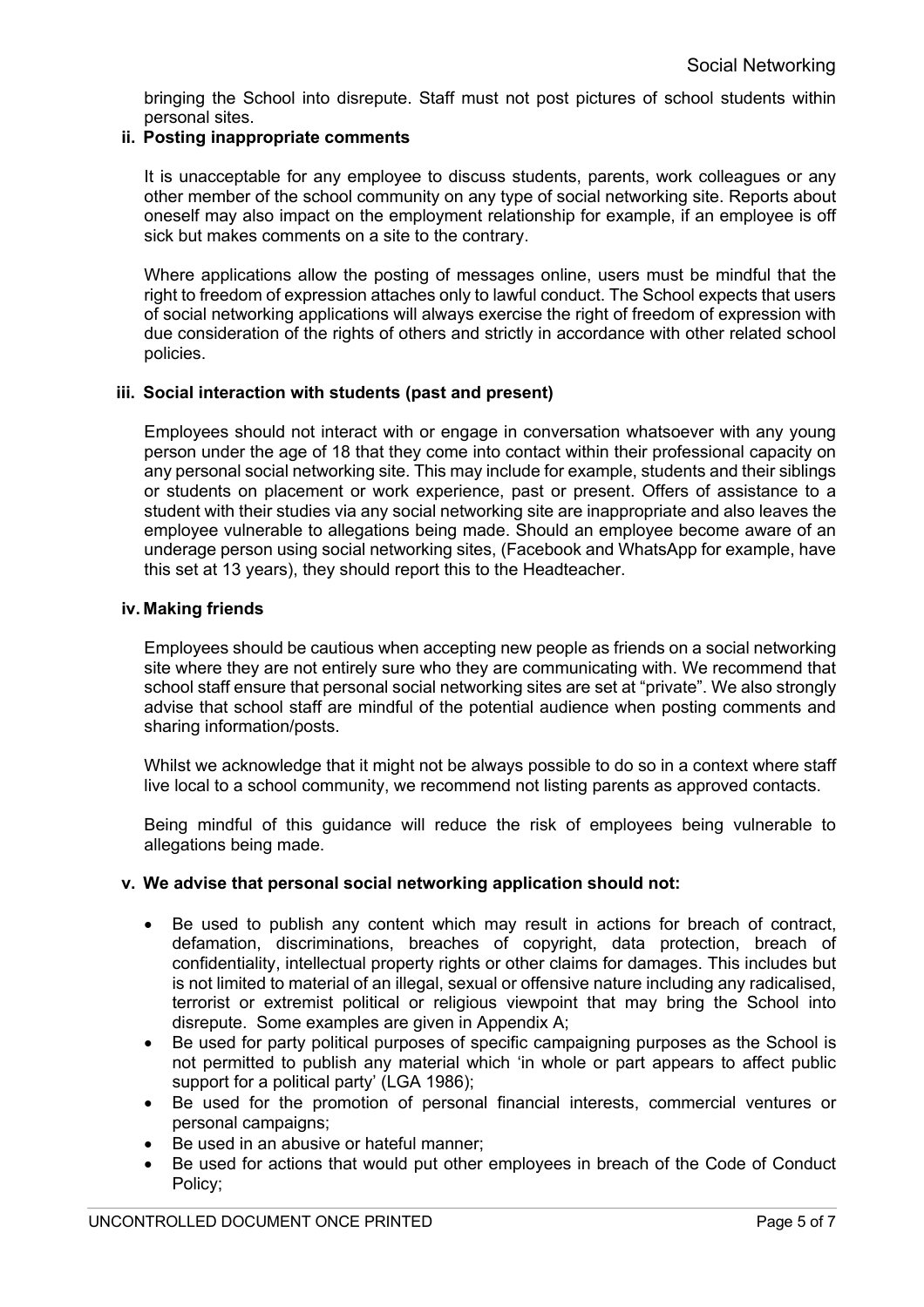bringing the School into disrepute. Staff must not post pictures of school students within personal sites.

**ii. Posting inappropriate comments**

It is unacceptable for any employee to discuss students, parents, work colleagues or any other member of the school community on any type of social networking site. Reports about oneself may also impact on the employment relationship for example, if an employee is off sick but makes comments on a site to the contrary.

Where applications allow the posting of messages online, users must be mindful that the right to freedom of expression attaches only to lawful conduct. The School expects that users of social networking applications will always exercise the right of freedom of expression with due consideration of the rights of others and strictly in accordance with other related school policies.

**iii. Social interaction with students (past and present)**

Employees should not interact with or engage in conversation whatsoever with any young person under the age of 18 that they come into contact within their professional capacity on any personal social networking site. This may include for example, students and their siblings or students on placement or work experience, past or present. Offers of assistance to a student with their studies via any social networking site are inappropriate and also leaves the employee vulnerable to allegations being made. Should an employee become aware of an underage person using social networking sites, (Facebook and WhatsApp for example, have this set at 13 years), they should report this to the Headteacher.

**iv. Making friends**

Employees should be cautious when accepting new people as friends on a social networking site where they are not entirely sure who they are communicating with. We recommend that school staff ensure that personal social networking sites are set at "private". We also strongly advise that school staff are mindful of the potential audience when posting comments and sharing information/posts.

Whilst we acknowledge that it might not be always possible to do so in a context where staff live local to a school community, we recommend not listing parents as approved contacts.

Being mindful of this guidance will reduce the risk of employees being vulnerable to allegations being made.

**v. We advise that personal social networking application should not:**

- Be used to publish any content which may result in actions for breach of contract, defamation, discriminations, breaches of copyright, data protection, breach of confidentiality, intellectual property rights or other claims for damages. This includes but is not limited to material of an illegal, sexual or offensive nature including any radicalised, terrorist or extremist political or religious viewpoint that may bring the School into disrepute. Some examples are given in Appendix A;
- Be used for party political purposes of specific campaigning purposes as the School is not permitted to publish any material which 'in whole or part appears to affect public support for a political party' (LGA 1986);
- Be used for the promotion of personal financial interests, commercial ventures or personal campaigns;
- Be used in an abusive or hateful manner;
- Be used for actions that would put other employees in breach of the Code of Conduct Policy;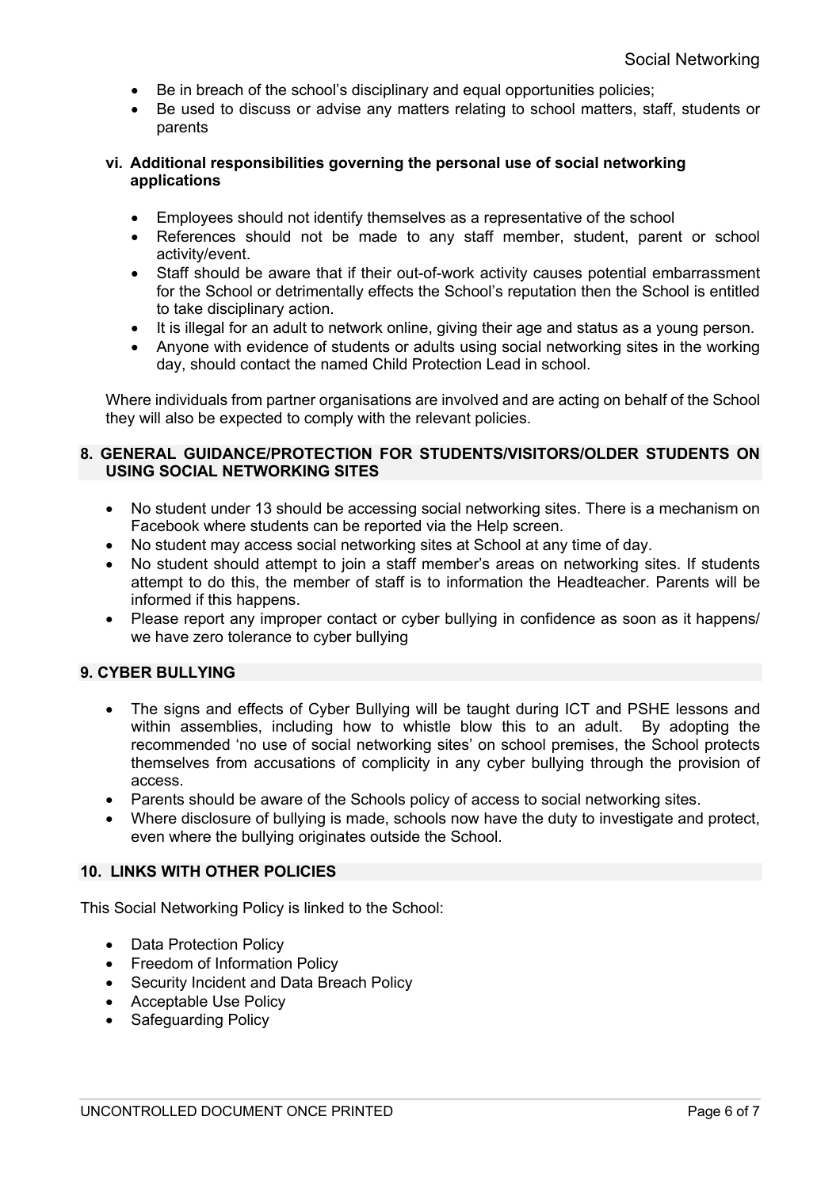- Be in breach of the school's disciplinary and equal opportunities policies;
- Be used to discuss or advise any matters relating to school matters, staff, students or parents

### vi. Additional responsibilities governing the personal use of social networking applications

- Employees should not identify themselves as a representative of the school
- References should not be made to any staff member, student, parent or school activity/event.
- Staff should be aware that if their out-of-work activity causes potential embarrassment for the School or detrimentally effects the School's reputation then the School is entitled to take disciplinary action.
- It is illegal for an adult to network online, giving their age and status as a young person.
- Anyone with evidence of students or adults using social networking sites in the working day, should contact the named Child Protection Lead in school.

Where individuals from partner organisations are involved and are acting on behalf of the School they will also be expected to comply with the relevant policies.

## 8. GENERAL GUIDANCE/PROTECTION FOR STUDENTS/VISITORS/OLDER STUDENTS ON USING SOCIAL NETWORKING SITES

- No student under 13 should be accessing social networking sites. There is a mechanism on Facebook where students can be reported via the Help screen.
- No student may access social networking sites at School at any time of day.
- No student should attempt to join a staff member's areas on networking sites. If students attempt to do this, the member of staff is to information the Headteacher. Parents will be informed if this happens.
- Please report any improper contact or cyber bullying in confidence as soon as it happens/ we have zero tolerance to cyber bullying

## 9. CYBER BULLYING

- The signs and effects of Cyber Bullying will be taught during ICT and PSHE lessons and within assemblies, including how to whistle blow this to an adult. By adopting the recommended 'no use of social networking sites' on school premises, the School protects themselves from accusations of complicity in any cyber bullying through the provision of access.
- Parents should be aware of the Schools policy of access to social networking sites.
- Where disclosure of bullying is made, schools now have the duty to investigate and protect, even where the bullying originates outside the School.

## 10. LINKS WITH OTHER POLICIES

This Social Networking Policy is linked to the School:

- Data Protection Policy
- Freedom of Information Policy
- Security Incident and Data Breach Policy
- Acceptable Use Policy
- Safeguarding Policy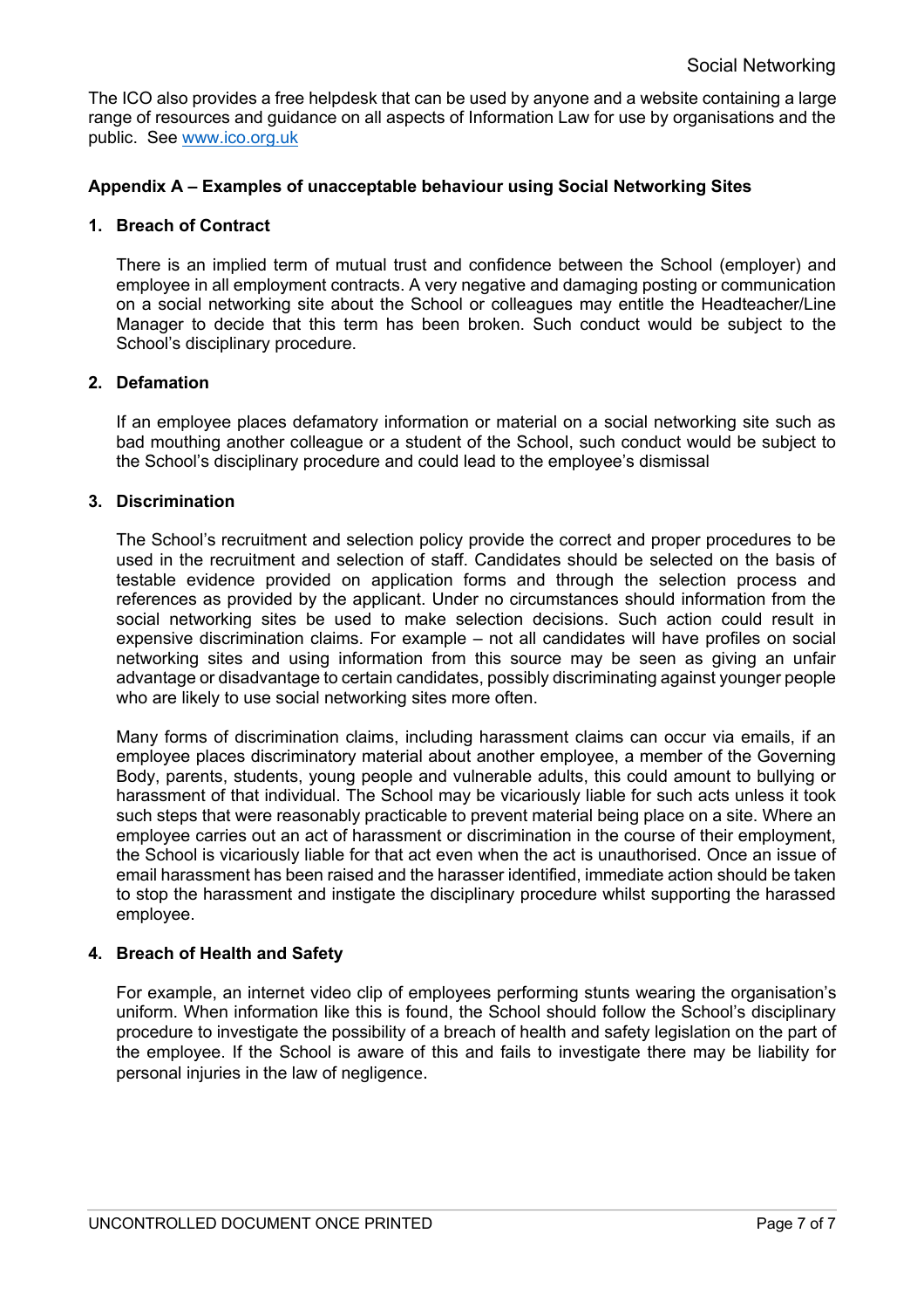The ICO also provides a free helpdesk that can be used by anyone and a website containing a large range of resources and guidance on all aspects of Information Law for use by organisations and the public. See [www.ico.org.uk](http://www.ico.org.uk)

## Appendix A – Examples of unacceptable behaviour using Social Networking Sites

### 1. Breach of Contract

There is an implied term of mutual trust and confidence between the School (employer) and employee in all employment contracts. A very negative and damaging posting or communication on a social networking site about the School or colleagues may entitle the Headteacher/Line Manager to decide that this term has been broken. Such conduct would be subject to the School's disciplinary procedure.

### 2. Defamation

If an employee places defamatory information or material on a social networking site such as bad mouthing another colleague or a student of the School, such conduct would be subject to the School's disciplinary procedure and could lead to the employee's dismissal

### 3. Discrimination

The School's recruitment and selection policy provide the correct and proper procedures to be used in the recruitment and selection of staff. Candidates should be selected on the basis of testable evidence provided on application forms and through the selection process and references as provided by the applicant. Under no circumstances should information from the social networking sites be used to make selection decisions. Such action could result in expensive discrimination claims. For example – not all candidates will have profiles on social networking sites and using information from this source may be seen as giving an unfair advantage or disadvantage to certain candidates, possibly discriminating against younger people who are likely to use social networking sites more often.

Many forms of discrimination claims, including harassment claims can occur via emails, if an employee places discriminatory material about another employee, a member of the Governing Body, parents, students, young people and vulnerable adults, this could amount to bullying or harassment of that individual. The School may be vicariously liable for such acts unless it took such steps that were reasonably practicable to prevent material being place on a site. Where an employee carries out an act of harassment or discrimination in the course of their employment, the School is vicariously liable for that act even when the act is unauthorised. Once an issue of email harassment has been raised and the harasser identified, immediate action should be taken to stop the harassment and instigate the disciplinary procedure whilst supporting the harassed employee.

### 4. Breach of Health and Safety

For example, an internet video clip of employees performing stunts wearing the organisation's uniform. When information like this is found, the School should follow the School's disciplinary procedure to investigate the possibility of a breach of health and safety legislation on the part of the employee. If the School is aware of this and fails to investigate there may be liability for personal injuries in the law of negligence.